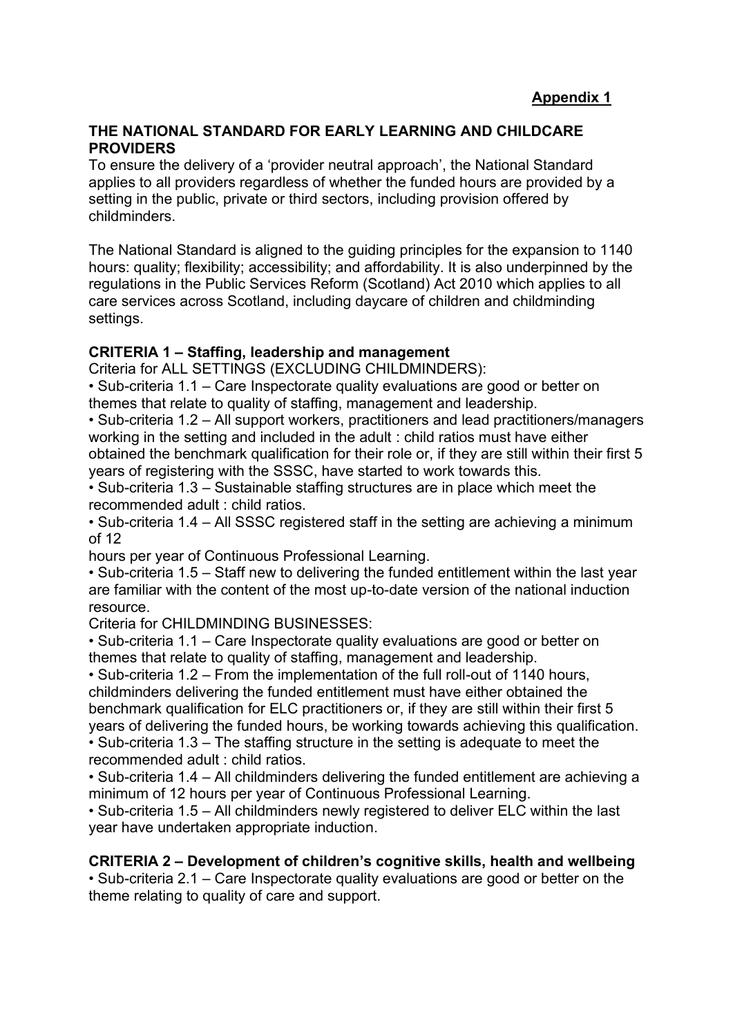**Appendix 1**

## THE NATIONAL STANDARD FOR EARLY LEARNING AND CHILDCARE PROVIDERS

To ensure the delivery of a 'provider neutral approach', the National Standard applies to all providers regardless of whether the funded hours are provided by a setting in the public, private or third sectors, including provision offered by childminders.

The National Standard is aligned to the guiding principles for the expansion to 1140 hours: quality; flexibility; accessibility; and affordability. It is also underpinned by the regulations in the Public Services Reform (Scotland) Act 2010 which applies to all care services across Scotland, including daycare of children and childminding settings.

### CRITERIA 1 – Staffing, leadership and management

Criteria for ALL SETTINGS (EXCLUDING CHILDMINDERS):

- Sub-criteria 1.1 – Care Inspectorate quality evaluations are good or better on themes that relate to quality of staffing, management and leadership.
- Sub-criteria 1.2 – All support workers, practitioners and lead practitioners/managers working in the setting and included in the adult : child ratios must have either obtained the benchmark qualification for their role or, if they are still within their first 5 years of registering with the SSSC, have started to work towards this.
- Sub-criteria 1.3 – Sustainable staffing structures are in place which meet the recommended adult : child ratios.
- Sub-criteria 1.4 – All SSSC registered staff in the setting are achieving a minimum of 12 hours per year of Continuous Professional Learning.
- Sub-criteria 1.5 – Staff new to delivering the funded entitlement within the last year are familiar with the content of the most up-to-date version of the national induction resource.

Criteria for CHILDMINDING BUSINESSES:

- Sub-criteria 1.1 – Care Inspectorate quality evaluations are good or better on themes that relate to quality of staffing, management and leadership.
- Sub-criteria 1.2 – From the implementation of the full roll-out of 1140 hours, childminders delivering the funded entitlement must have either obtained the benchmark qualification for ELC practitioners or, if they are still within their first 5 years of delivering the funded hours, be working towards achieving this qualification.
- Sub-criteria 1.3 – The staffing structure in the setting is adequate to meet the recommended adult : child ratios.
- Sub-criteria 1.4 – All childminders delivering the funded entitlement are achieving a minimum of 12 hours per year of Continuous Professional Learning.
- Sub-criteria 1.5 – All childminders newly registered to deliver ELC within the last year have undertaken appropriate induction.

### CRITERIA 2 – Development of children's cognitive skills, health and wellbeing

- Sub-criteria 2.1 – Care Inspectorate quality evaluations are good or better on the theme relating to quality of care and support.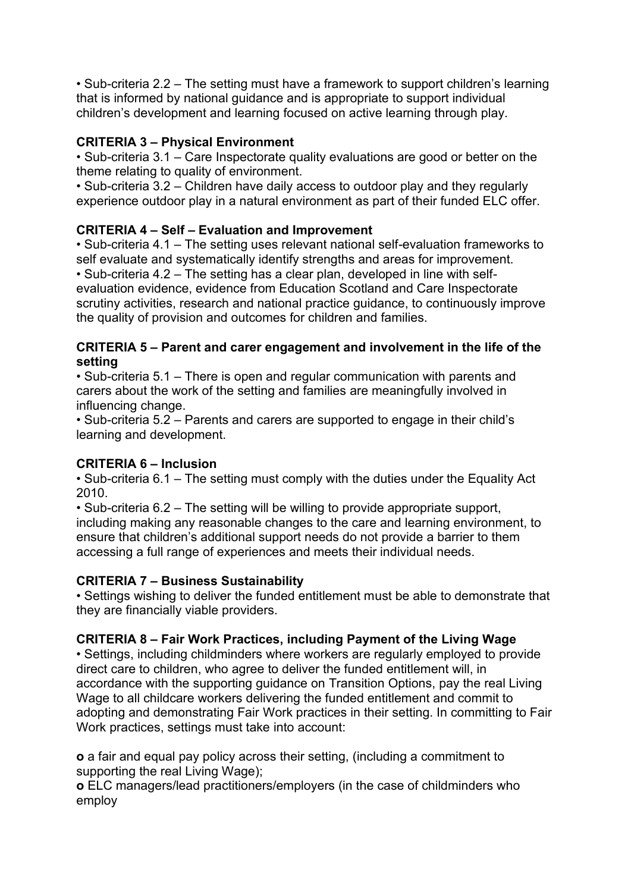• Sub-criteria 2.2 – The setting must have a framework to support children's learning that is informed by national guidance and is appropriate to support individual children's development and learning focused on active learning through play.

**CRITERIA 3 – Physical Environment**

• Sub-criteria 3.1 – Care Inspectorate quality evaluations are good or better on the theme relating to quality of environment.

• Sub-criteria 3.2 – Children have daily access to outdoor play and they regularly experience outdoor play in a natural environment as part of their funded ELC offer.

**CRITERIA 4 – Self – Evaluation and Improvement**

• Sub-criteria 4.1 – The setting uses relevant national self-evaluation frameworks to self evaluate and systematically identify strengths and areas for improvement.

• Sub-criteria 4.2 – The setting has a clear plan, developed in line with self-evaluation evidence, evidence from Education Scotland and Care Inspectorate scrutiny activities, research and national practice guidance, to continuously improve the quality of provision and outcomes for children and families.

**CRITERIA 5 – Parent and carer engagement and involvement in the life of the setting**

• Sub-criteria 5.1 – There is open and regular communication with parents and carers about the work of the setting and families are meaningfully involved in influencing change.

• Sub-criteria 5.2 – Parents and carers are supported to engage in their child's learning and development.

**CRITERIA 6 – Inclusion**

• Sub-criteria 6.1 – The setting must comply with the duties under the Equality Act 2010.

• Sub-criteria 6.2 – The setting will be willing to provide appropriate support, including making any reasonable changes to the care and learning environment, to ensure that children's additional support needs do not provide a barrier to them accessing a full range of experiences and meets their individual needs.

**CRITERIA 7 – Business Sustainability**

• Settings wishing to deliver the funded entitlement must be able to demonstrate that they are financially viable providers.

**CRITERIA 8 – Fair Work Practices, including Payment of the Living Wage**

• Settings, including childminders where workers are regularly employed to provide direct care to children, who agree to deliver the funded entitlement will, in accordance with the supporting guidance on Transition Options, pay the real Living Wage to all childcare workers delivering the funded entitlement and commit to adopting and demonstrating Fair Work practices in their setting. In committing to Fair Work practices, settings must take into account:

**o** a fair and equal pay policy across their setting, (including a commitment to supporting the real Living Wage);

**o** ELC managers/lead practitioners/employers (in the case of childminders who employ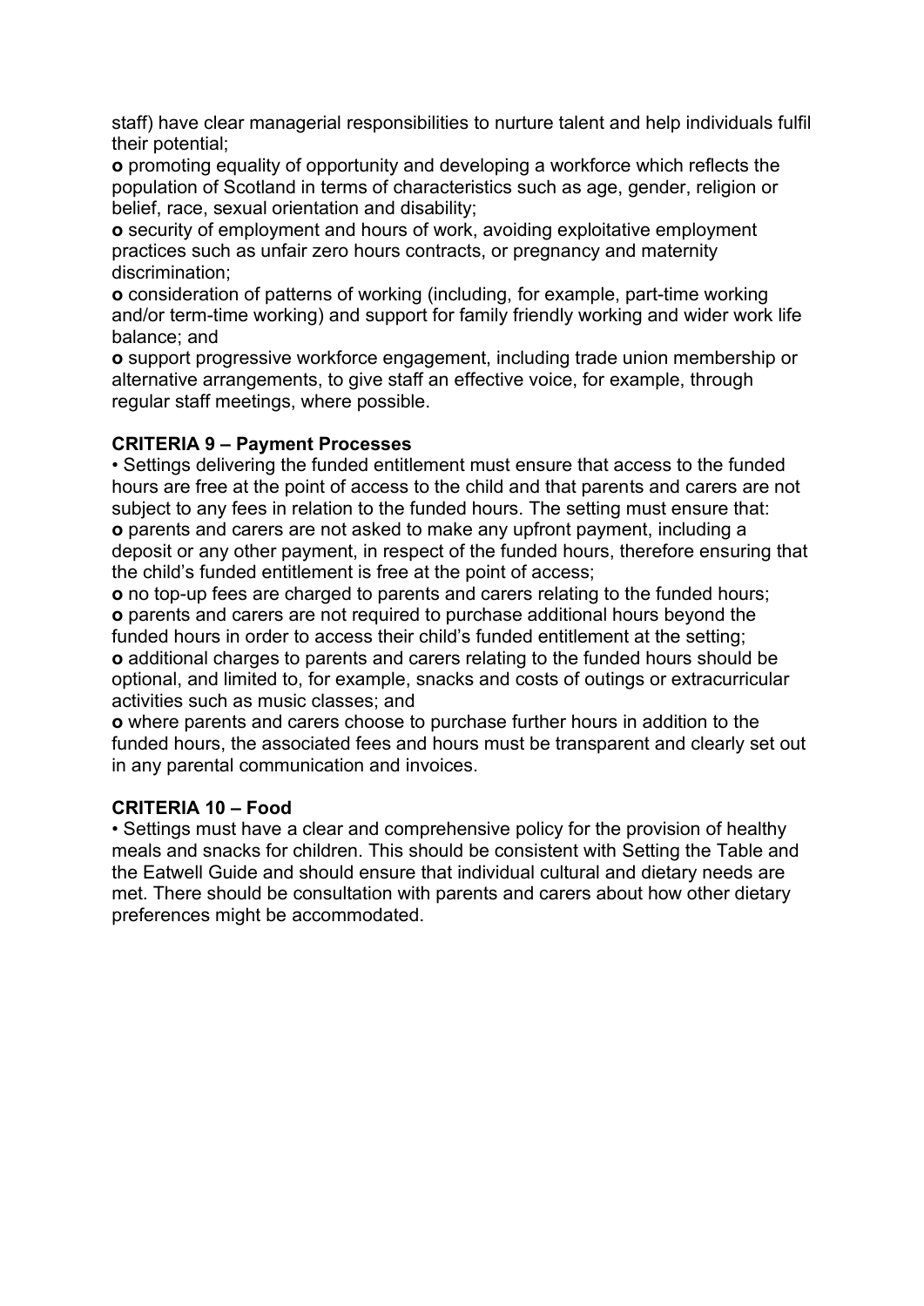staff) have clear managerial responsibilities to nurture talent and help individuals fulfil their potential;

- promoting equality of opportunity and developing a workforce which reflects the population of Scotland in terms of characteristics such as age, gender, religion or belief, race, sexual orientation and disability;
- security of employment and hours of work, avoiding exploitative employment practices such as unfair zero hours contracts, or pregnancy and maternity discrimination;
- consideration of patterns of working (including, for example, part-time working and/or term-time working) and support for family friendly working and wider work life balance; and
- support progressive workforce engagement, including trade union membership or alternative arrangements, to give staff an effective voice, for example, through regular staff meetings, where possible.

**CRITERIA 9 – Payment Processes**

- Settings delivering the funded entitlement must ensure that access to the funded hours are free at the point of access to the child and that parents and carers are not subject to any fees in relation to the funded hours. The setting must ensure that:
  - parents and carers are not asked to make any upfront payment, including a deposit or any other payment, in respect of the funded hours, therefore ensuring that the child's funded entitlement is free at the point of access;
  - no top-up fees are charged to parents and carers relating to the funded hours;
  - parents and carers are not required to purchase additional hours beyond the funded hours in order to access their child's funded entitlement at the setting;
  - additional charges to parents and carers relating to the funded hours should be optional, and limited to, for example, snacks and costs of outings or extracurricular activities such as music classes; and
  - where parents and carers choose to purchase further hours in addition to the funded hours, the associated fees and hours must be transparent and clearly set out in any parental communication and invoices.

**CRITERIA 10 – Food**

- Settings must have a clear and comprehensive policy for the provision of healthy meals and snacks for children. This should be consistent with Setting the Table and the Eatwell Guide and should ensure that individual cultural and dietary needs are met. There should be consultation with parents and carers about how other dietary preferences might be accommodated.